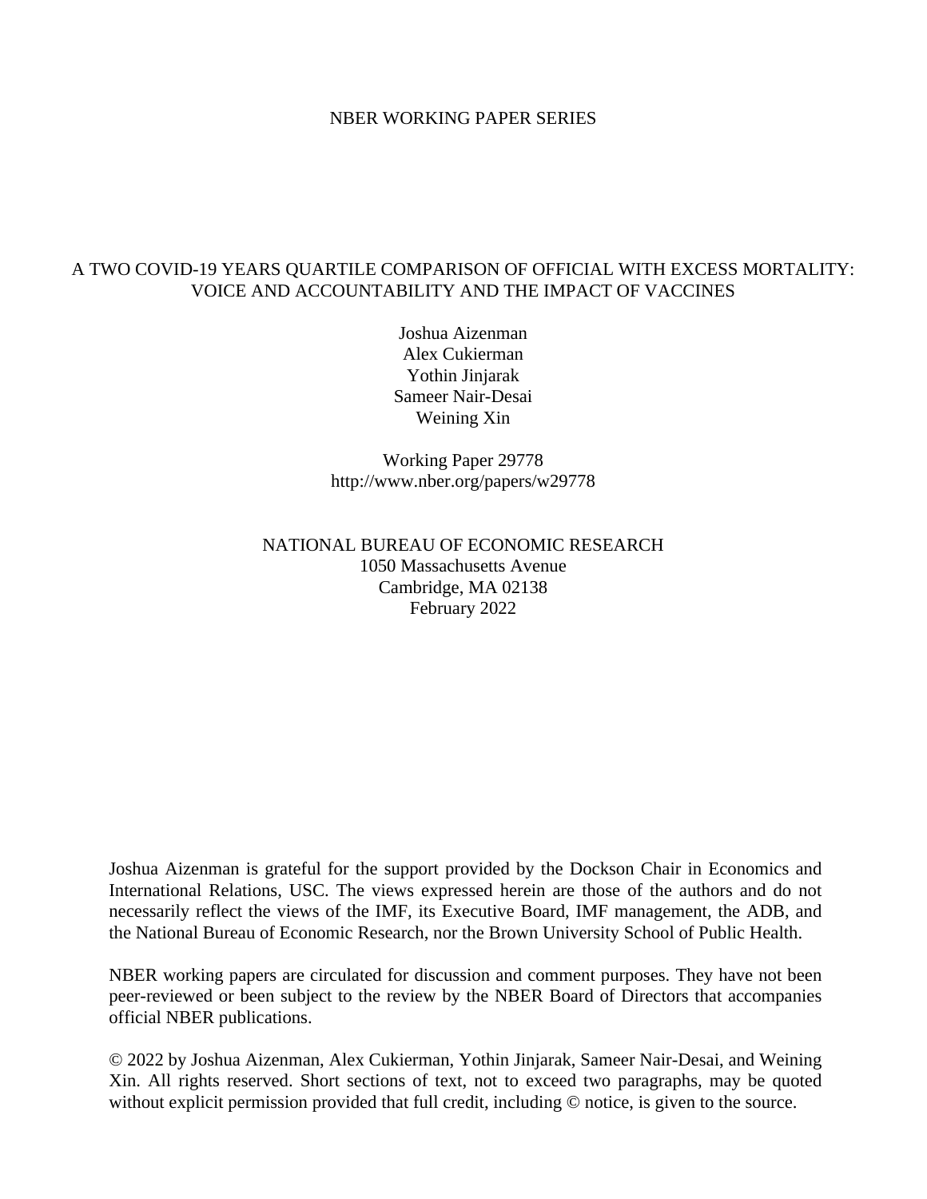NBER WORKING PAPER SERIES

# A TWO COVID-19 YEARS QUARTILE COMPARISON OF OFFICIAL WITH EXCESS MORTALITY: VOICE AND ACCOUNTABILITY AND THE IMPACT OF VACCINES

Joshua Aizenman
Alex Cukierman
Yothin Jinjarak
Sameer Nair-Desai
Weining Xin

Working Paper 29778
http://www.nber.org/papers/w29778

NATIONAL BUREAU OF ECONOMIC RESEARCH
1050 Massachusetts Avenue
Cambridge, MA 02138
February 2022

Joshua Aizenman is grateful for the support provided by the Dockson Chair in Economics and International Relations, USC. The views expressed herein are those of the authors and do not necessarily reflect the views of the IMF, its Executive Board, IMF management, the ADB, and the National Bureau of Economic Research, nor the Brown University School of Public Health.

NBER working papers are circulated for discussion and comment purposes. They have not been peer-reviewed or been subject to the review by the NBER Board of Directors that accompanies official NBER publications.

© 2022 by Joshua Aizenman, Alex Cukierman, Yothin Jinjarak, Sameer Nair-Desai, and Weining Xin. All rights reserved. Short sections of text, not to exceed two paragraphs, may be quoted without explicit permission provided that full credit, including © notice, is given to the source.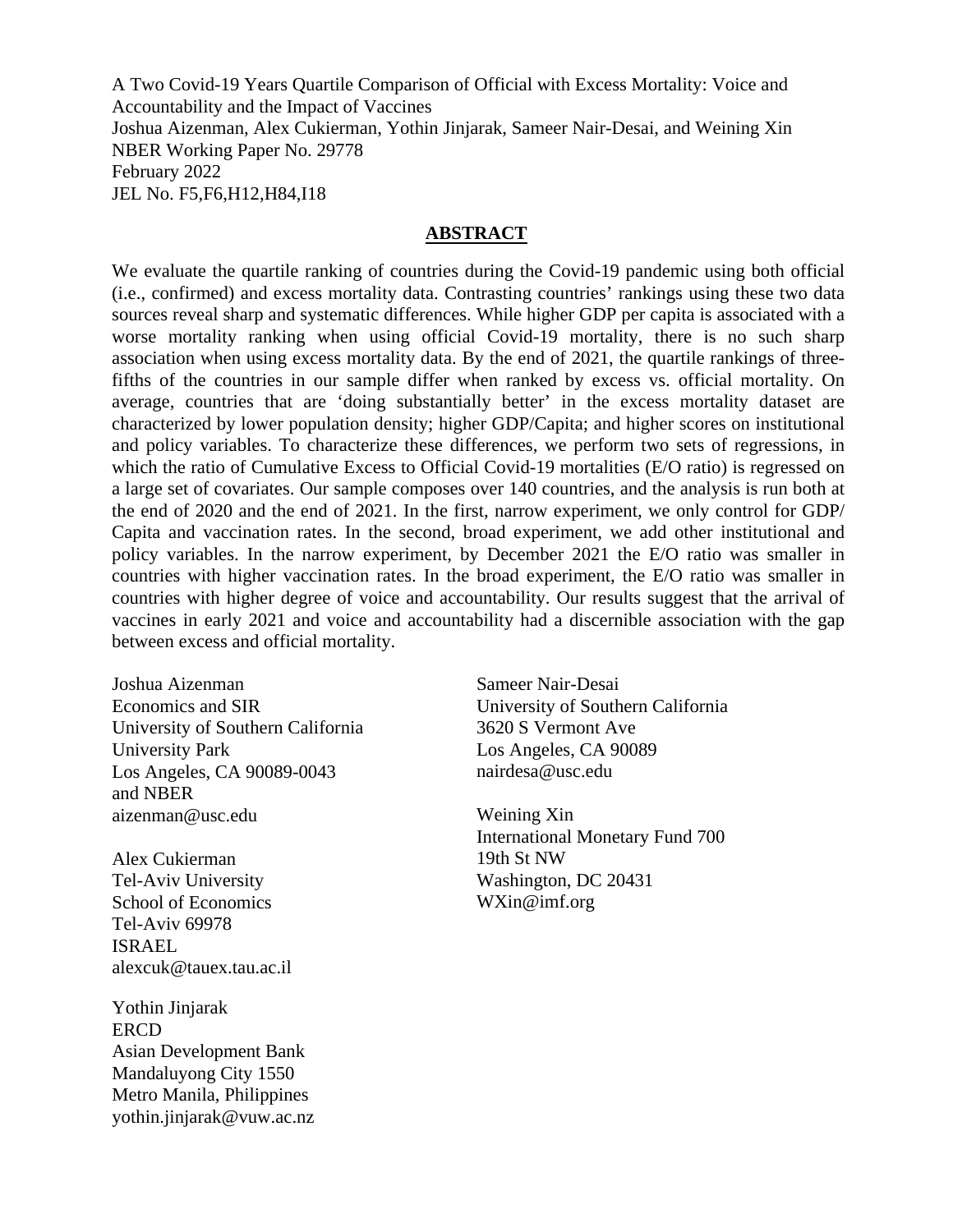A Two Covid-19 Years Quartile Comparison of Official with Excess Mortality: Voice and Accountability and the Impact of Vaccines
Joshua Aizenman, Alex Cukierman, Yothin Jinjarak, Sameer Nair-Desai, and Weining Xin
NBER Working Paper No. 29778
February 2022
JEL No. F5,F6,H12,H84,I18

## ABSTRACT

We evaluate the quartile ranking of countries during the Covid-19 pandemic using both official (i.e., confirmed) and excess mortality data. Contrasting countries' rankings using these two data sources reveal sharp and systematic differences. While higher GDP per capita is associated with a worse mortality ranking when using official Covid-19 mortality, there is no such sharp association when using excess mortality data. By the end of 2021, the quartile rankings of three-fifths of the countries in our sample differ when ranked by excess vs. official mortality. On average, countries that are 'doing substantially better' in the excess mortality dataset are characterized by lower population density; higher GDP/Capita; and higher scores on institutional and policy variables. To characterize these differences, we perform two sets of regressions, in which the ratio of Cumulative Excess to Official Covid-19 mortalities (E/O ratio) is regressed on a large set of covariates. Our sample composes over 140 countries, and the analysis is run both at the end of 2020 and the end of 2021. In the first, narrow experiment, we only control for GDP/Capita and vaccination rates. In the second, broad experiment, we add other institutional and policy variables. In the narrow experiment, by December 2021 the E/O ratio was smaller in countries with higher vaccination rates. In the broad experiment, the E/O ratio was smaller in countries with higher degree of voice and accountability. Our results suggest that the arrival of vaccines in early 2021 and voice and accountability had a discernible association with the gap between excess and official mortality.

Joshua Aizenman
Economics and SIR
University of Southern California
University Park
Los Angeles, CA 90089-0043
and NBER
aizenman@usc.edu

Alex Cukierman
Tel-Aviv University
School of Economics
Tel-Aviv 69978
ISRAEL
alexcuk@tauex.tau.ac.il

Yothin Jinjarak
ERCD
Asian Development Bank
Mandaluyong City 1550
Metro Manila, Philippines
yothin.jinjarak@vuw.ac.nz

Sameer Nair-Desai
University of Southern California
3620 S Vermont Ave
Los Angeles, CA 90089
nairdesa@usc.edu

Weining Xin
International Monetary Fund 700
19th St NW
Washington, DC 20431
WXin@imf.org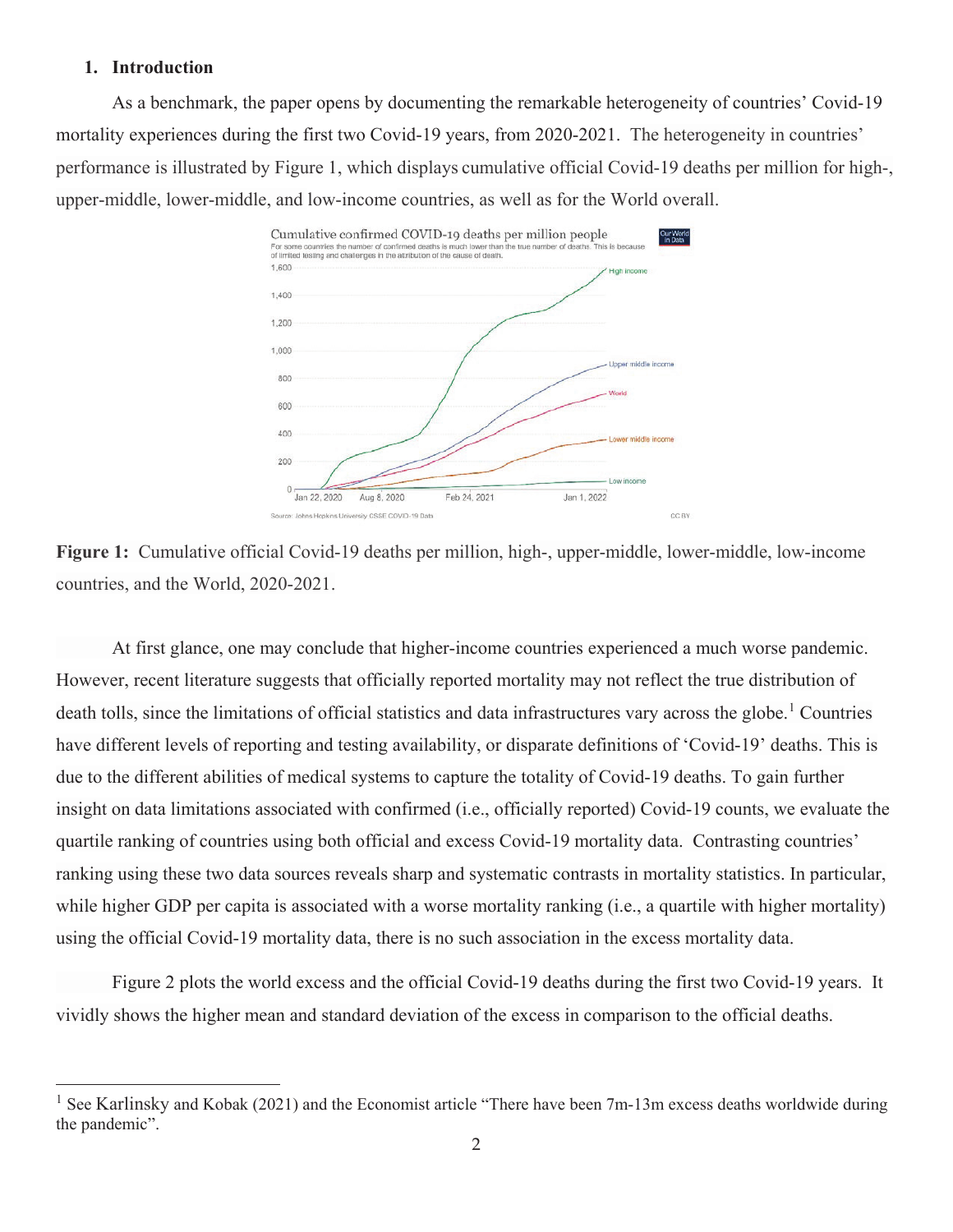## 1. Introduction

As a benchmark, the paper opens by documenting the remarkable heterogeneity of countries' Covid-19 mortality experiences during the first two Covid-19 years, from 2020-2021. The heterogeneity in countries' performance is illustrated by Figure 1, which displays cumulative official Covid-19 deaths per million for high-, upper-middle, lower-middle, and low-income countries, as well as for the World overall.

**Figure 1:** Cumulative official Covid-19 deaths per million, high-, upper-middle, lower-middle, low-income countries, and the World, 2020-2021.

At first glance, one may conclude that higher-income countries experienced a much worse pandemic. However, recent literature suggests that officially reported mortality may not reflect the true distribution of death tolls, since the limitations of official statistics and data infrastructures vary across the globe.[1] Countries have different levels of reporting and testing availability, or disparate definitions of 'Covid-19' deaths. This is due to the different abilities of medical systems to capture the totality of Covid-19 deaths. To gain further insight on data limitations associated with confirmed (i.e., officially reported) Covid-19 counts, we evaluate the quartile ranking of countries using both official and excess Covid-19 mortality data. Contrasting countries' ranking using these two data sources reveals sharp and systematic contrasts in mortality statistics. In particular, while higher GDP per capita is associated with a worse mortality ranking (i.e., a quartile with higher mortality) using the official Covid-19 mortality data, there is no such association in the excess mortality data.

Figure 2 plots the world excess and the official Covid-19 deaths during the first two Covid-19 years. It vividly shows the higher mean and standard deviation of the excess in comparison to the official deaths.

[1] See Karlinsky and Kobak (2021) and the Economist article "There have been 7m-13m excess deaths worldwide during the pandemic".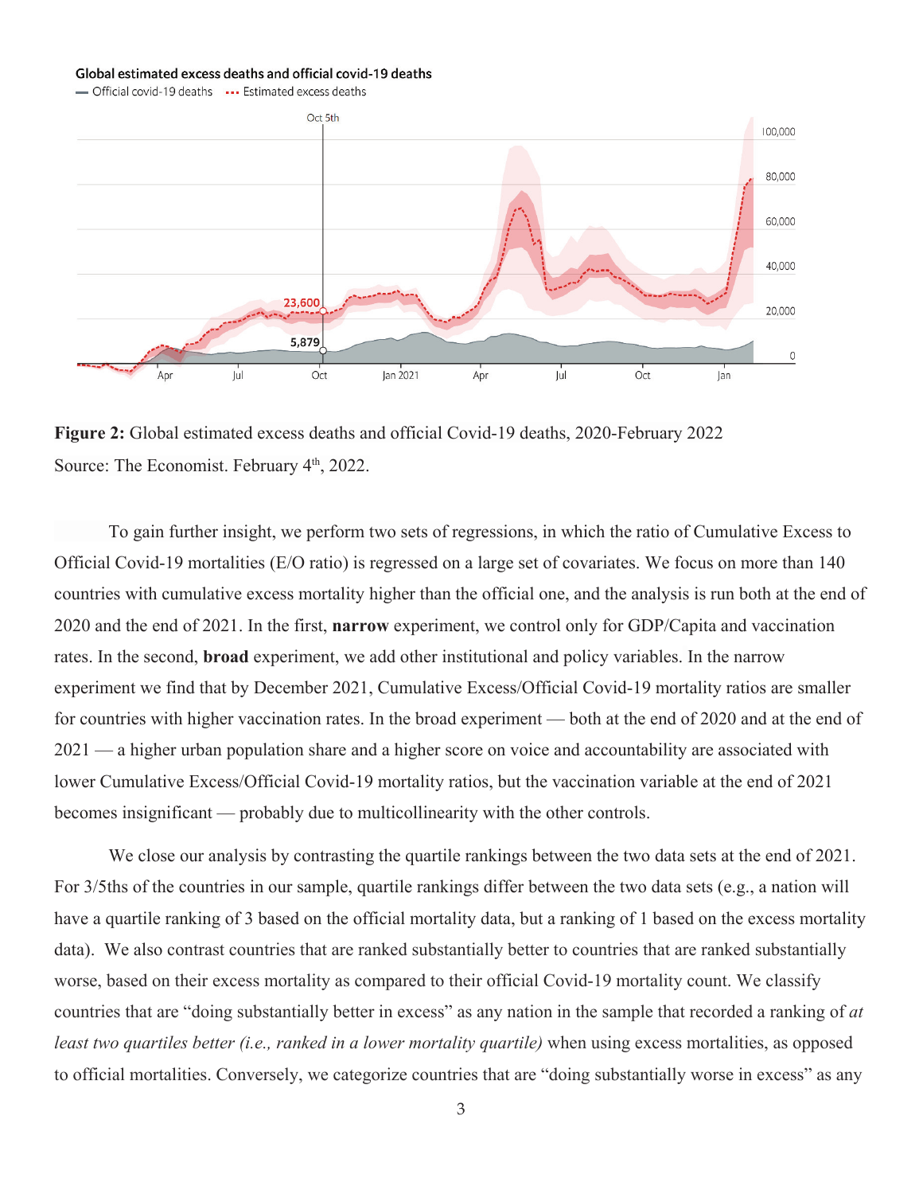**Figure 2:** Global estimated excess deaths and official Covid-19 deaths, 2020-February 2022
Source: The Economist. February 4th, 2022.

To gain further insight, we perform two sets of regressions, in which the ratio of Cumulative Excess to Official Covid-19 mortalities (E/O ratio) is regressed on a large set of covariates. We focus on more than 140 countries with cumulative excess mortality higher than the official one, and the analysis is run both at the end of 2020 and the end of 2021. In the first, **narrow** experiment, we control only for GDP/Capita and vaccination rates. In the second, **broad** experiment, we add other institutional and policy variables. In the narrow experiment we find that by December 2021, Cumulative Excess/Official Covid-19 mortality ratios are smaller for countries with higher vaccination rates. In the broad experiment — both at the end of 2020 and at the end of 2021 — a higher urban population share and a higher score on voice and accountability are associated with lower Cumulative Excess/Official Covid-19 mortality ratios, but the vaccination variable at the end of 2021 becomes insignificant — probably due to multicollinearity with the other controls.

We close our analysis by contrasting the quartile rankings between the two data sets at the end of 2021. For 3/5ths of the countries in our sample, quartile rankings differ between the two data sets (e.g., a nation will have a quartile ranking of 3 based on the official mortality data, but a ranking of 1 based on the excess mortality data). We also contrast countries that are ranked substantially better to countries that are ranked substantially worse, based on their excess mortality as compared to their official Covid-19 mortality count. We classify countries that are "doing substantially better in excess" as any nation in the sample that recorded a ranking of *at least two quartiles better (i.e., ranked in a lower mortality quartile)* when using excess mortalities, as opposed to official mortalities. Conversely, we categorize countries that are "doing substantially worse in excess" as any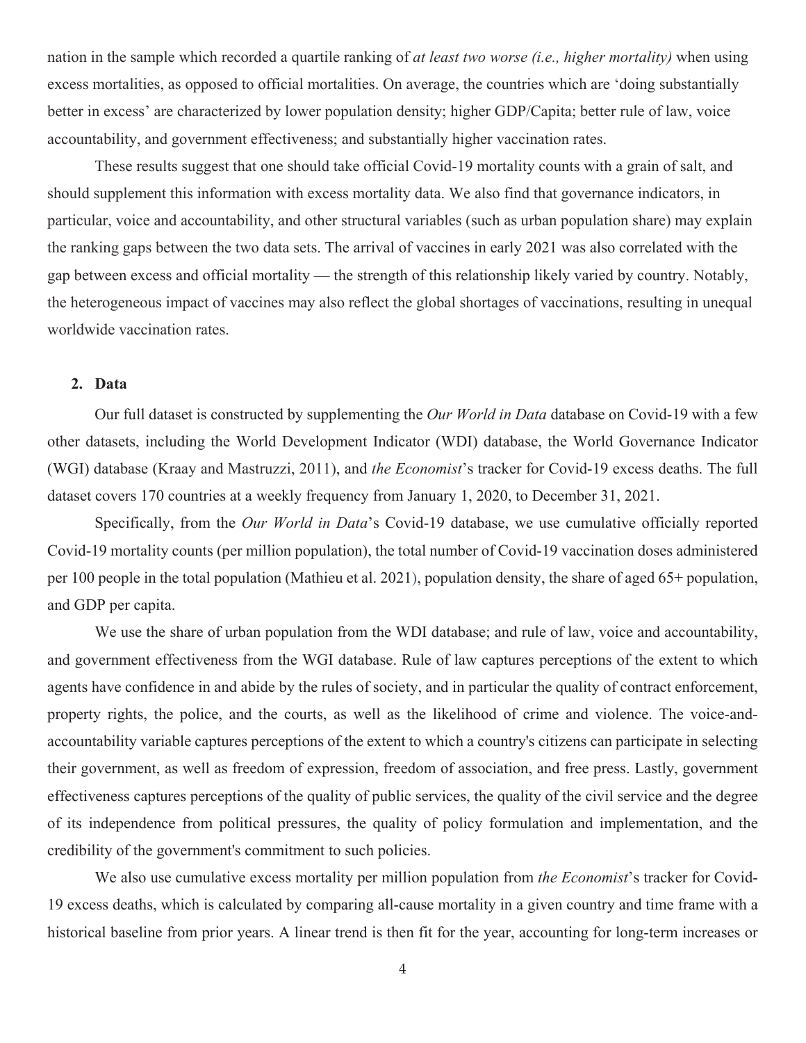nation in the sample which recorded a quartile ranking of *at least two worse (i.e., higher mortality)* when using excess mortalities, as opposed to official mortalities. On average, the countries which are 'doing substantially better in excess' are characterized by lower population density; higher GDP/Capita; better rule of law, voice accountability, and government effectiveness; and substantially higher vaccination rates.

These results suggest that one should take official Covid-19 mortality counts with a grain of salt, and should supplement this information with excess mortality data. We also find that governance indicators, in particular, voice and accountability, and other structural variables (such as urban population share) may explain the ranking gaps between the two data sets. The arrival of vaccines in early 2021 was also correlated with the gap between excess and official mortality — the strength of this relationship likely varied by country. Notably, the heterogeneous impact of vaccines may also reflect the global shortages of vaccinations, resulting in unequal worldwide vaccination rates.

## 2. Data

Our full dataset is constructed by supplementing the *Our World in Data* database on Covid-19 with a few other datasets, including the World Development Indicator (WDI) database, the World Governance Indicator (WGI) database (Kraay and Mastruzzi, 2011), and *the Economist*'s tracker for Covid-19 excess deaths. The full dataset covers 170 countries at a weekly frequency from January 1, 2020, to December 31, 2021.

Specifically, from the *Our World in Data*'s Covid-19 database, we use cumulative officially reported Covid-19 mortality counts (per million population), the total number of Covid-19 vaccination doses administered per 100 people in the total population (Mathieu et al. 2021), population density, the share of aged 65+ population, and GDP per capita.

We use the share of urban population from the WDI database; and rule of law, voice and accountability, and government effectiveness from the WGI database. Rule of law captures perceptions of the extent to which agents have confidence in and abide by the rules of society, and in particular the quality of contract enforcement, property rights, the police, and the courts, as well as the likelihood of crime and violence. The voice-and-accountability variable captures perceptions of the extent to which a country's citizens can participate in selecting their government, as well as freedom of expression, freedom of association, and free press. Lastly, government effectiveness captures perceptions of the quality of public services, the quality of the civil service and the degree of its independence from political pressures, the quality of policy formulation and implementation, and the credibility of the government's commitment to such policies.

We also use cumulative excess mortality per million population from *the Economist*'s tracker for Covid-19 excess deaths, which is calculated by comparing all-cause mortality in a given country and time frame with a historical baseline from prior years. A linear trend is then fit for the year, accounting for long-term increases or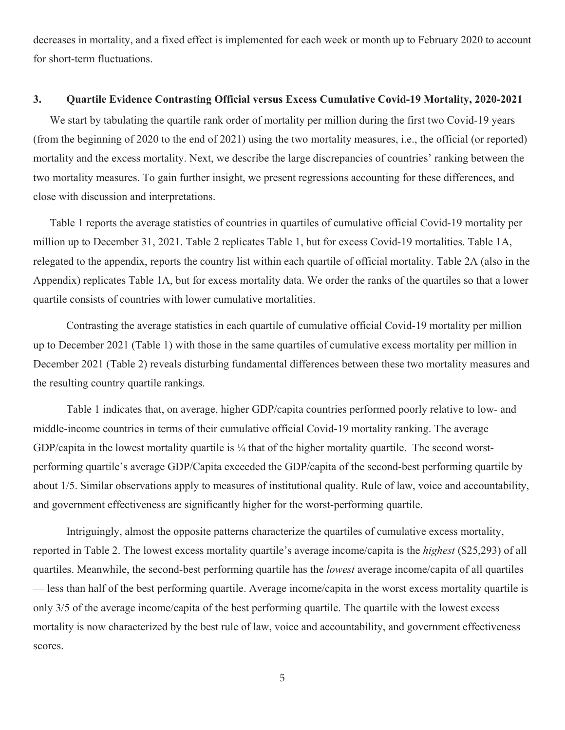decreases in mortality, and a fixed effect is implemented for each week or month up to February 2020 to account for short-term fluctuations.

## 3. Quartile Evidence Contrasting Official versus Excess Cumulative Covid-19 Mortality, 2020-2021

We start by tabulating the quartile rank order of mortality per million during the first two Covid-19 years (from the beginning of 2020 to the end of 2021) using the two mortality measures, i.e., the official (or reported) mortality and the excess mortality. Next, we describe the large discrepancies of countries' ranking between the two mortality measures. To gain further insight, we present regressions accounting for these differences, and close with discussion and interpretations.

Table 1 reports the average statistics of countries in quartiles of cumulative official Covid-19 mortality per million up to December 31, 2021. Table 2 replicates Table 1, but for excess Covid-19 mortalities. Table 1A, relegated to the appendix, reports the country list within each quartile of official mortality. Table 2A (also in the Appendix) replicates Table 1A, but for excess mortality data. We order the ranks of the quartiles so that a lower quartile consists of countries with lower cumulative mortalities.

Contrasting the average statistics in each quartile of cumulative official Covid-19 mortality per million up to December 2021 (Table 1) with those in the same quartiles of cumulative excess mortality per million in December 2021 (Table 2) reveals disturbing fundamental differences between these two mortality measures and the resulting country quartile rankings.

Table 1 indicates that, on average, higher GDP/capita countries performed poorly relative to low- and middle-income countries in terms of their cumulative official Covid-19 mortality ranking. The average GDP/capita in the lowest mortality quartile is ¼ that of the higher mortality quartile. The second worst-performing quartile's average GDP/Capita exceeded the GDP/capita of the second-best performing quartile by about 1/5. Similar observations apply to measures of institutional quality. Rule of law, voice and accountability, and government effectiveness are significantly higher for the worst-performing quartile.

Intriguingly, almost the opposite patterns characterize the quartiles of cumulative excess mortality, reported in Table 2. The lowest excess mortality quartile's average income/capita is the *highest* ($25,293) of all quartiles. Meanwhile, the second-best performing quartile has the *lowest* average income/capita of all quartiles — less than half of the best performing quartile. Average income/capita in the worst excess mortality quartile is only 3/5 of the average income/capita of the best performing quartile. The quartile with the lowest excess mortality is now characterized by the best rule of law, voice and accountability, and government effectiveness scores.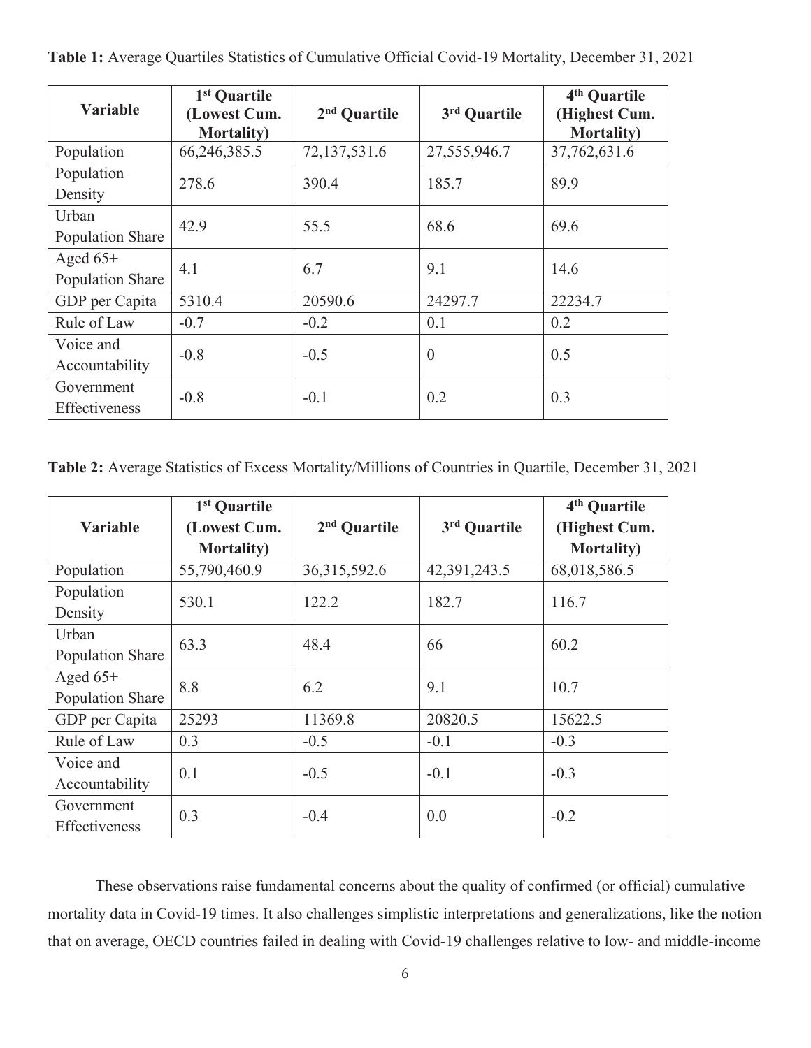**Table 1:** Average Quartiles Statistics of Cumulative Official Covid-19 Mortality, December 31, 2021

| Variable | 1st Quartile (Lowest Cum. Mortality) | 2nd Quartile | 3rd Quartile | 4th Quartile (Highest Cum. Mortality) |
|---|---|---|---|---|
| Population | 66,246,385.5 | 72,137,531.6 | 27,555,946.7 | 37,762,631.6 |
| Population Density | 278.6 | 390.4 | 185.7 | 89.9 |
| Urban Population Share | 42.9 | 55.5 | 68.6 | 69.6 |
| Aged 65+ Population Share | 4.1 | 6.7 | 9.1 | 14.6 |
| GDP per Capita | 5310.4 | 20590.6 | 24297.7 | 22234.7 |
| Rule of Law | -0.7 | -0.2 | 0.1 | 0.2 |
| Voice and Accountability | -0.8 | -0.5 | 0 | 0.5 |
| Government Effectiveness | -0.8 | -0.1 | 0.2 | 0.3 |

**Table 2:** Average Statistics of Excess Mortality/Millions of Countries in Quartile, December 31, 2021

| Variable | 1st Quartile (Lowest Cum. Mortality) | 2nd Quartile | 3rd Quartile | 4th Quartile (Highest Cum. Mortality) |
|---|---|---|---|---|
| Population | 55,790,460.9 | 36,315,592.6 | 42,391,243.5 | 68,018,586.5 |
| Population Density | 530.1 | 122.2 | 182.7 | 116.7 |
| Urban Population Share | 63.3 | 48.4 | 66 | 60.2 |
| Aged 65+ Population Share | 8.8 | 6.2 | 9.1 | 10.7 |
| GDP per Capita | 25293 | 11369.8 | 20820.5 | 15622.5 |
| Rule of Law | 0.3 | -0.5 | -0.1 | -0.3 |
| Voice and Accountability | 0.1 | -0.5 | -0.1 | -0.3 |
| Government Effectiveness | 0.3 | -0.4 | 0.0 | -0.2 |

These observations raise fundamental concerns about the quality of confirmed (or official) cumulative mortality data in Covid-19 times. It also challenges simplistic interpretations and generalizations, like the notion that on average, OECD countries failed in dealing with Covid-19 challenges relative to low- and middle-income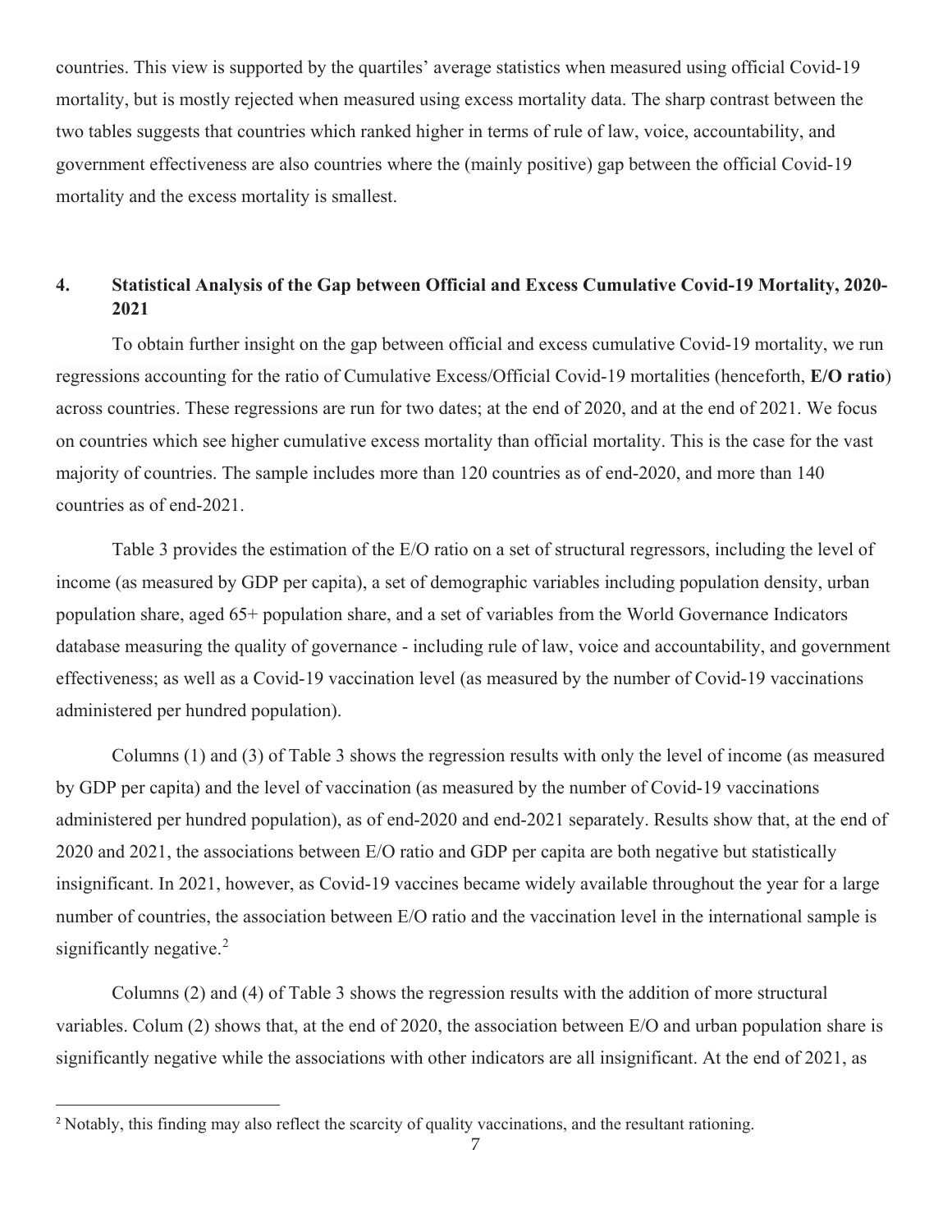countries. This view is supported by the quartiles' average statistics when measured using official Covid-19 mortality, but is mostly rejected when measured using excess mortality data. The sharp contrast between the two tables suggests that countries which ranked higher in terms of rule of law, voice, accountability, and government effectiveness are also countries where the (mainly positive) gap between the official Covid-19 mortality and the excess mortality is smallest.

## 4. Statistical Analysis of the Gap between Official and Excess Cumulative Covid-19 Mortality, 2020-2021

To obtain further insight on the gap between official and excess cumulative Covid-19 mortality, we run regressions accounting for the ratio of Cumulative Excess/Official Covid-19 mortalities (henceforth, **E/O ratio**) across countries. These regressions are run for two dates; at the end of 2020, and at the end of 2021. We focus on countries which see higher cumulative excess mortality than official mortality. This is the case for the vast majority of countries. The sample includes more than 120 countries as of end-2020, and more than 140 countries as of end-2021.

Table 3 provides the estimation of the E/O ratio on a set of structural regressors, including the level of income (as measured by GDP per capita), a set of demographic variables including population density, urban population share, aged 65+ population share, and a set of variables from the World Governance Indicators database measuring the quality of governance - including rule of law, voice and accountability, and government effectiveness; as well as a Covid-19 vaccination level (as measured by the number of Covid-19 vaccinations administered per hundred population).

Columns (1) and (3) of Table 3 shows the regression results with only the level of income (as measured by GDP per capita) and the level of vaccination (as measured by the number of Covid-19 vaccinations administered per hundred population), as of end-2020 and end-2021 separately. Results show that, at the end of 2020 and 2021, the associations between E/O ratio and GDP per capita are both negative but statistically insignificant. In 2021, however, as Covid-19 vaccines became widely available throughout the year for a large number of countries, the association between E/O ratio and the vaccination level in the international sample is significantly negative.[2]

Columns (2) and (4) of Table 3 shows the regression results with the addition of more structural variables. Colum (2) shows that, at the end of 2020, the association between E/O and urban population share is significantly negative while the associations with other indicators are all insignificant. At the end of 2021, as

[2] Notably, this finding may also reflect the scarcity of quality vaccinations, and the resultant rationing.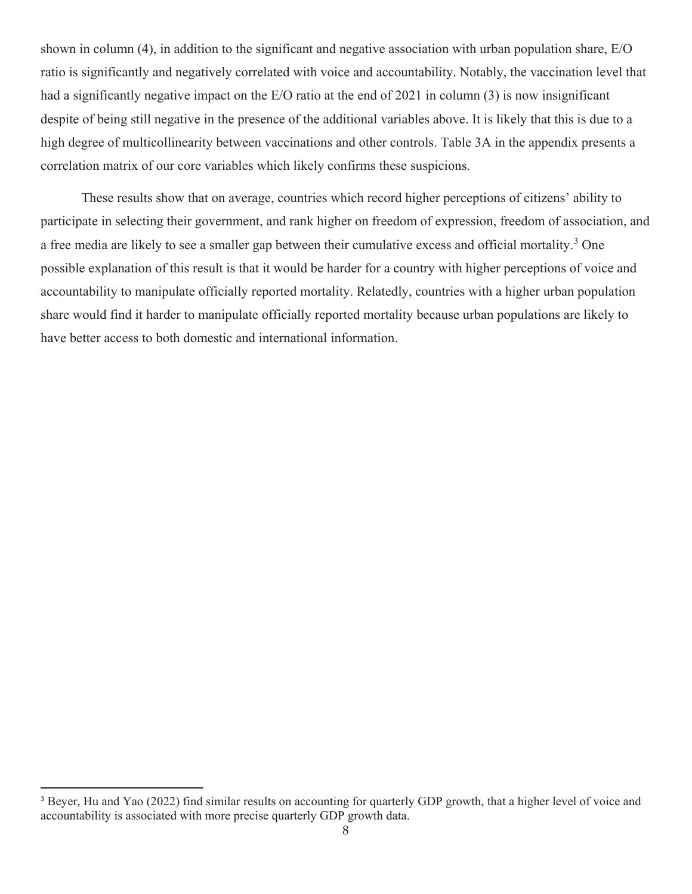shown in column (4), in addition to the significant and negative association with urban population share, E/O ratio is significantly and negatively correlated with voice and accountability. Notably, the vaccination level that had a significantly negative impact on the E/O ratio at the end of 2021 in column (3) is now insignificant despite of being still negative in the presence of the additional variables above. It is likely that this is due to a high degree of multicollinearity between vaccinations and other controls. Table 3A in the appendix presents a correlation matrix of our core variables which likely confirms these suspicions.

These results show that on average, countries which record higher perceptions of citizens' ability to participate in selecting their government, and rank higher on freedom of expression, freedom of association, and a free media are likely to see a smaller gap between their cumulative excess and official mortality.[3] One possible explanation of this result is that it would be harder for a country with higher perceptions of voice and accountability to manipulate officially reported mortality. Relatedly, countries with a higher urban population share would find it harder to manipulate officially reported mortality because urban populations are likely to have better access to both domestic and international information.

[3] Beyer, Hu and Yao (2022) find similar results on accounting for quarterly GDP growth, that a higher level of voice and accountability is associated with more precise quarterly GDP growth data.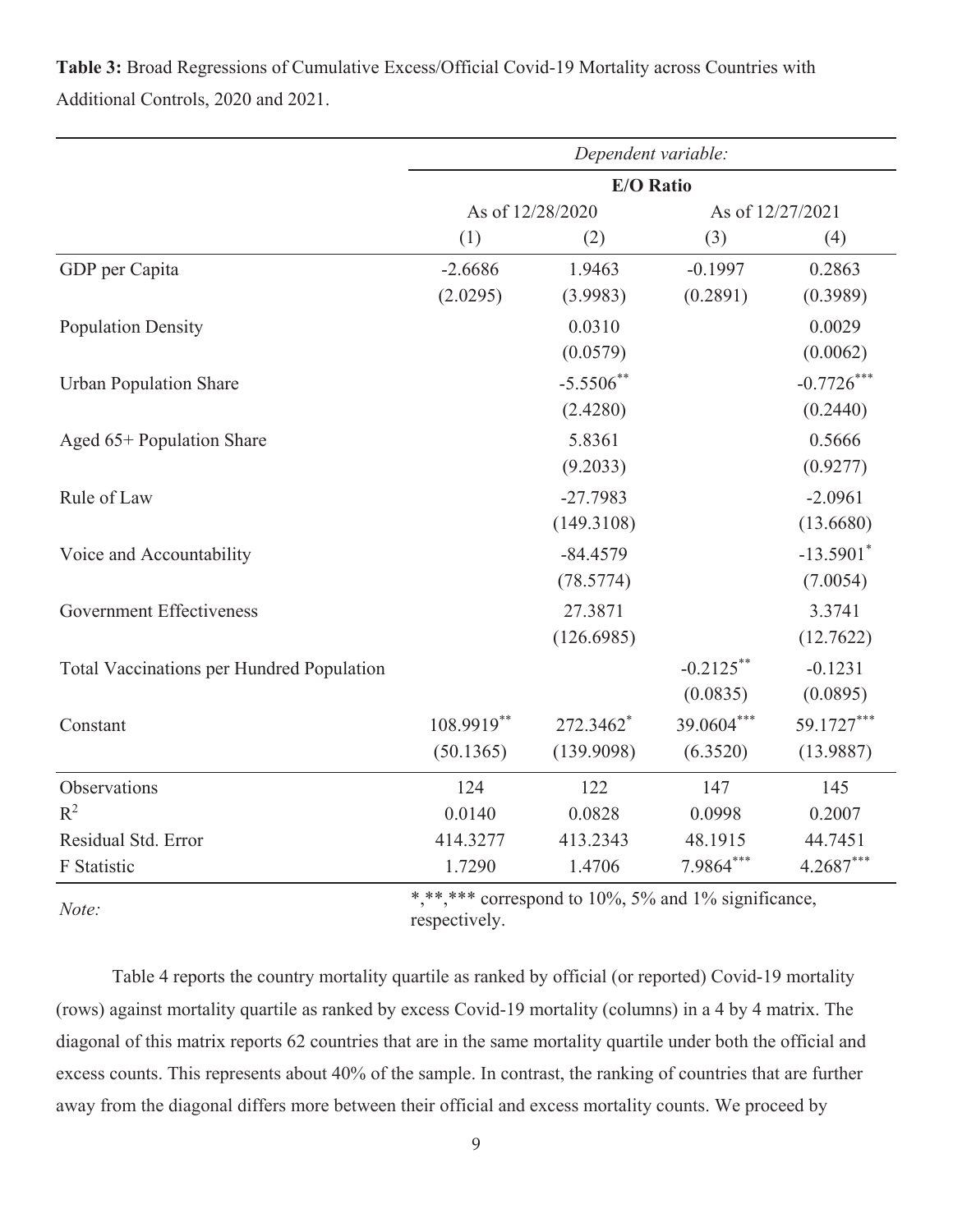**Table 3:** Broad Regressions of Cumulative Excess/Official Covid-19 Mortality across Countries with Additional Controls, 2020 and 2021.

| | *Dependent variable:* | | | |
|---|---|---|---|---|
| | **E/O Ratio** | | | |
| | As of 12/28/2020 | | As of 12/27/2021 | |
| | (1) | (2) | (3) | (4) |
| GDP per Capita | -2.6686 | 1.9463 | -0.1997 | 0.2863 |
| | (2.0295) | (3.9983) | (0.2891) | (0.3989) |
| Population Density | | 0.0310 | | 0.0029 |
| | | (0.0579) | | (0.0062) |
| Urban Population Share | | $-5.5506^{**}$ | | $-0.7726^{***}$ |
| | | (2.4280) | | (0.2440) |
| Aged 65+ Population Share | | 5.8361 | | 0.5666 |
| | | (9.2033) | | (0.9277) |
| Rule of Law | | -27.7983 | | -2.0961 |
| | | (149.3108) | | (13.6680) |
| Voice and Accountability | | -84.4579 | | $-13.5901^{*}$ |
| | | (78.5774) | | (7.0054) |
| Government Effectiveness | | 27.3871 | | 3.3741 |
| | | (126.6985) | | (12.7622) |
| Total Vaccinations per Hundred Population | | | $-0.2125^{**}$ | -0.1231 |
| | | | (0.0835) | (0.0895) |
| Constant | $108.9919^{**}$ | $272.3462^{*}$ | $39.0604^{***}$ | $59.1727^{***}$ |
| | (50.1365) | (139.9098) | (6.3520) | (13.9887) |
| Observations | 124 | 122 | 147 | 145 |
| $R^2$ | 0.0140 | 0.0828 | 0.0998 | 0.2007 |
| Residual Std. Error | 414.3277 | 413.2343 | 48.1915 | 44.7451 |
| F Statistic | 1.7290 | 1.4706 | $7.9864^{***}$ | $4.2687^{***}$ |

*Note:* *,**,*** correspond to 10%, 5% and 1% significance, respectively.

Table 4 reports the country mortality quartile as ranked by official (or reported) Covid-19 mortality (rows) against mortality quartile as ranked by excess Covid-19 mortality (columns) in a 4 by 4 matrix. The diagonal of this matrix reports 62 countries that are in the same mortality quartile under both the official and excess counts. This represents about 40% of the sample. In contrast, the ranking of countries that are further away from the diagonal differs more between their official and excess mortality counts. We proceed by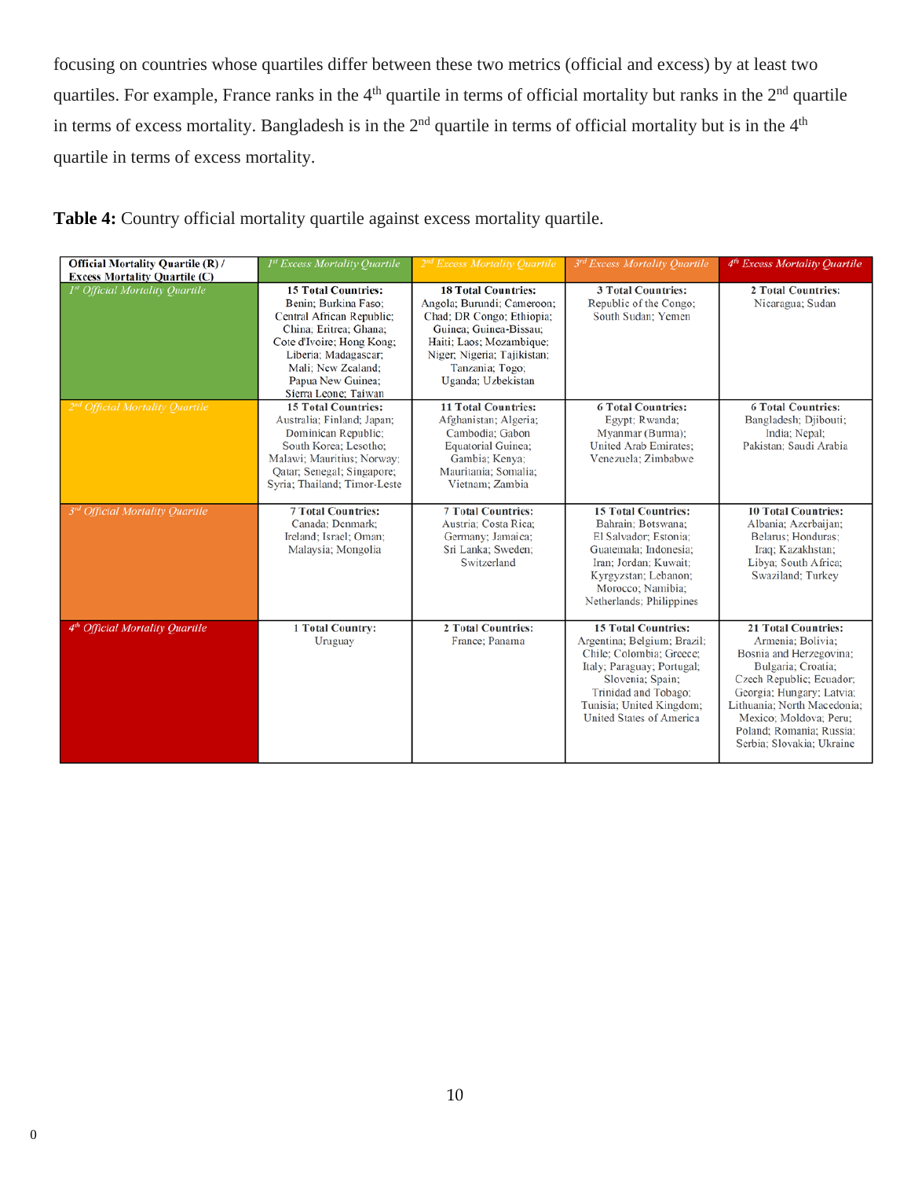focusing on countries whose quartiles differ between these two metrics (official and excess) by at least two quartiles. For example, France ranks in the 4th quartile in terms of official mortality but ranks in the 2nd quartile in terms of excess mortality. Bangladesh is in the 2nd quartile in terms of official mortality but is in the 4th quartile in terms of excess mortality.

**Table 4:** Country official mortality quartile against excess mortality quartile.

| Official Mortality Quartile (R) / Excess Mortality Quartile (C) | *1st Excess Mortality Quartile* | *2nd Excess Mortality Quartile* | *3rd Excess Mortality Quartile* | *4th Excess Mortality Quartile* |
|---|---|---|---|---|
| *1st Official Mortality Quartile* | **15 Total Countries:** Benin; Burkina Faso; Central African Republic; China; Eritrea; Ghana; Cote d'Ivoire; Hong Kong; Liberia; Madagascar; Mali; New Zealand; Papua New Guinea; Sierra Leone; Taiwan | **18 Total Countries:** Angola; Burundi; Cameroon; Chad; DR Congo; Ethiopia; Guinea; Guinea-Bissau; Haiti; Laos; Mozambique; Niger; Nigeria; Tajikistan; Tanzania; Togo; Uganda; Uzbekistan | **3 Total Countries:** Republic of the Congo; South Sudan; Yemen | **2 Total Countries:** Nicaragua; Sudan |
| *2nd Official Mortality Quartile* | **15 Total Countries:** Australia; Finland; Japan; Dominican Republic; South Korea; Lesotho; Malawi; Mauritius; Norway; Qatar; Senegal; Singapore; Syria; Thailand; Timor-Leste | **11 Total Countries:** Afghanistan; Algeria; Cambodia; Gabon Equatorial Guinea; Gambia; Kenya; Mauritania; Somalia; Vietnam; Zambia | **6 Total Countries:** Egypt; Rwanda; Myanmar (Burma); United Arab Emirates; Venezuela; Zimbabwe | **6 Total Countries:** Bangladesh; Djibouti; India; Nepal; Pakistan; Saudi Arabia |
| *3rd Official Mortality Quartile* | **7 Total Countries:** Canada; Denmark; Ireland; Israel; Oman; Malaysia; Mongolia | **7 Total Countries:** Austria; Costa Rica; Germany; Jamaica; Sri Lanka; Sweden; Switzerland | **15 Total Countries:** Bahrain; Botswana; El Salvador; Estonia; Guatemala; Indonesia; Iran; Jordan; Kuwait; Kyrgyzstan; Lebanon; Morocco; Namibia; Netherlands; Philippines | **10 Total Countries:** Albania; Azerbaijan; Belarus; Honduras; Iraq; Kazakhstan; Libya; South Africa; Swaziland; Turkey |
| *4th Official Mortality Quartile* | **1 Total Country:** Uruguay | **2 Total Countries:** France; Panama | **15 Total Countries:** Argentina; Belgium; Brazil; Chile; Colombia; Greece; Italy; Paraguay; Portugal; Slovenia; Spain; Trinidad and Tobago; Tunisia; United Kingdom; United States of America | **21 Total Countries:** Armenia; Bolivia; Bosnia and Herzegovina; Bulgaria; Croatia; Czech Republic; Ecuador; Georgia; Hungary; Latvia; Lithuania; North Macedonia; Mexico; Moldova; Peru; Poland; Romania; Russia; Serbia; Slovakia; Ukraine |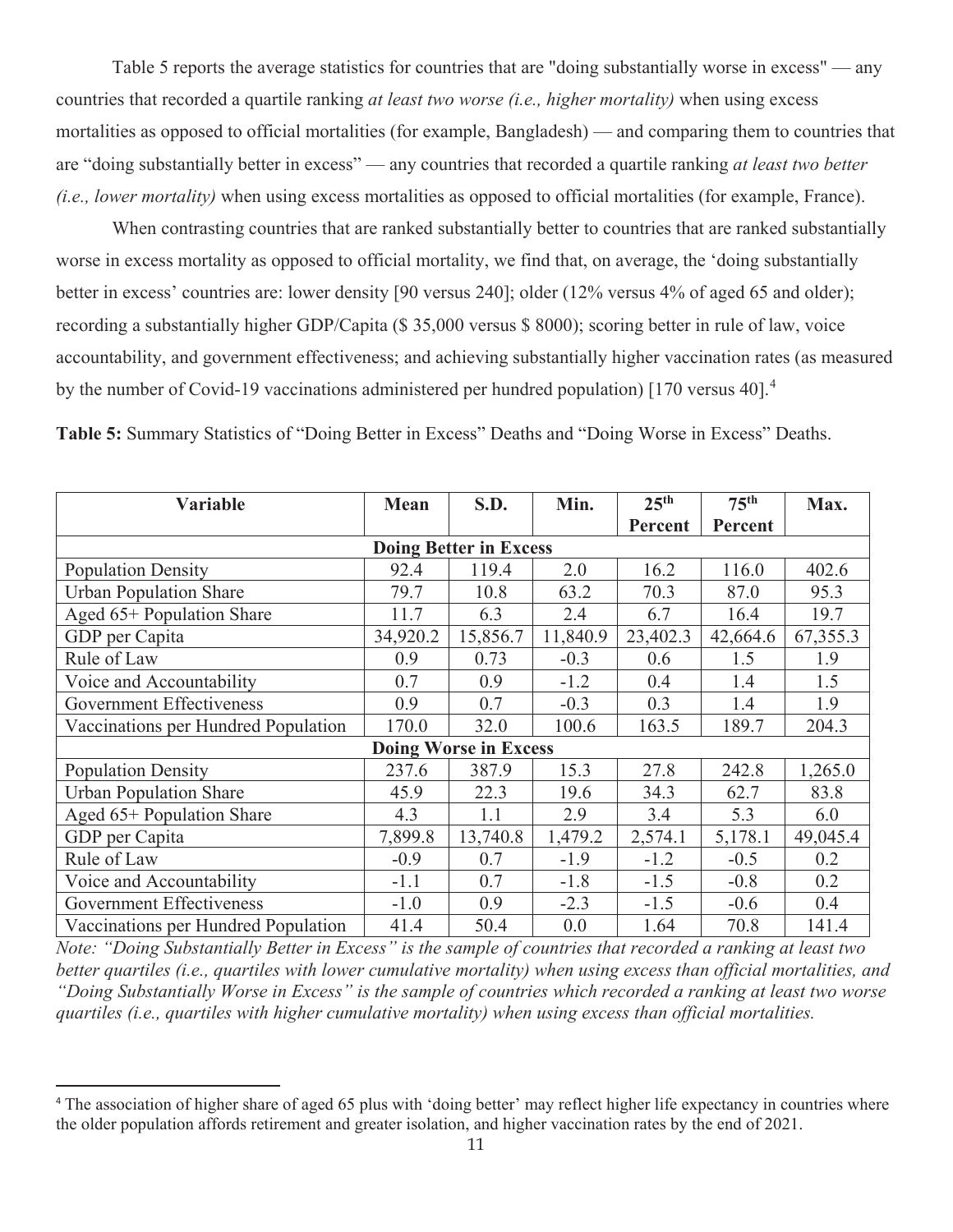Table 5 reports the average statistics for countries that are "doing substantially worse in excess" — any countries that recorded a quartile ranking *at least two worse (i.e., higher mortality)* when using excess mortalities as opposed to official mortalities (for example, Bangladesh) — and comparing them to countries that are "doing substantially better in excess" — any countries that recorded a quartile ranking *at least two better (i.e., lower mortality)* when using excess mortalities as opposed to official mortalities (for example, France).

When contrasting countries that are ranked substantially better to countries that are ranked substantially worse in excess mortality as opposed to official mortality, we find that, on average, the 'doing substantially better in excess' countries are: lower density [90 versus 240]; older (12% versus 4% of aged 65 and older); recording a substantially higher GDP/Capita ($ 35,000 versus $ 8000); scoring better in rule of law, voice accountability, and government effectiveness; and achieving substantially higher vaccination rates (as measured by the number of Covid-19 vaccinations administered per hundred population) [170 versus 40].[4]

**Table 5:** Summary Statistics of "Doing Better in Excess" Deaths and "Doing Worse in Excess" Deaths.

| Variable | Mean | S.D. | Min. | 25th Percent | 75th Percent | Max. |
|---|---|---|---|---|---|---|
| **Doing Better in Excess** | | | | | | |
| Population Density | 92.4 | 119.4 | 2.0 | 16.2 | 116.0 | 402.6 |
| Urban Population Share | 79.7 | 10.8 | 63.2 | 70.3 | 87.0 | 95.3 |
| Aged 65+ Population Share | 11.7 | 6.3 | 2.4 | 6.7 | 16.4 | 19.7 |
| GDP per Capita | 34,920.2 | 15,856.7 | 11,840.9 | 23,402.3 | 42,664.6 | 67,355.3 |
| Rule of Law | 0.9 | 0.73 | -0.3 | 0.6 | 1.5 | 1.9 |
| Voice and Accountability | 0.7 | 0.9 | -1.2 | 0.4 | 1.4 | 1.5 |
| Government Effectiveness | 0.9 | 0.7 | -0.3 | 0.3 | 1.4 | 1.9 |
| Vaccinations per Hundred Population | 170.0 | 32.0 | 100.6 | 163.5 | 189.7 | 204.3 |
| **Doing Worse in Excess** | | | | | | |
| Population Density | 237.6 | 387.9 | 15.3 | 27.8 | 242.8 | 1,265.0 |
| Urban Population Share | 45.9 | 22.3 | 19.6 | 34.3 | 62.7 | 83.8 |
| Aged 65+ Population Share | 4.3 | 1.1 | 2.9 | 3.4 | 5.3 | 6.0 |
| GDP per Capita | 7,899.8 | 13,740.8 | 1,479.2 | 2,574.1 | 5,178.1 | 49,045.4 |
| Rule of Law | -0.9 | 0.7 | -1.9 | -1.2 | -0.5 | 0.2 |
| Voice and Accountability | -1.1 | 0.7 | -1.8 | -1.5 | -0.8 | 0.2 |
| Government Effectiveness | -1.0 | 0.9 | -2.3 | -1.5 | -0.6 | 0.4 |
| Vaccinations per Hundred Population | 41.4 | 50.4 | 0.0 | 1.64 | 70.8 | 141.4 |

*Note: "Doing Substantially Better in Excess" is the sample of countries that recorded a ranking at least two better quartiles (i.e., quartiles with lower cumulative mortality) when using excess than official mortalities, and "Doing Substantially Worse in Excess" is the sample of countries which recorded a ranking at least two worse quartiles (i.e., quartiles with higher cumulative mortality) when using excess than official mortalities.*

[4] The association of higher share of aged 65 plus with 'doing better' may reflect higher life expectancy in countries where the older population affords retirement and greater isolation, and higher vaccination rates by the end of 2021.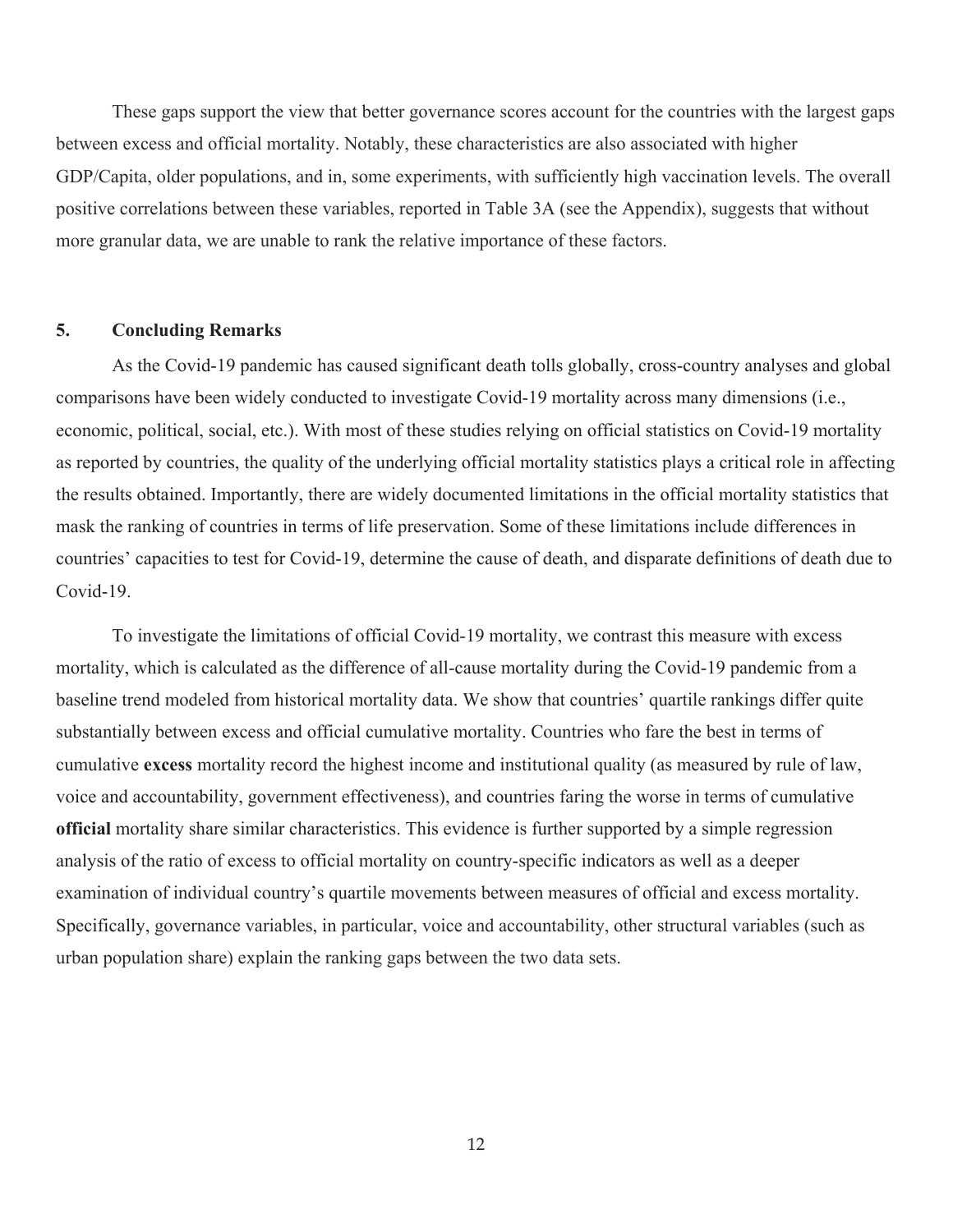These gaps support the view that better governance scores account for the countries with the largest gaps between excess and official mortality. Notably, these characteristics are also associated with higher GDP/Capita, older populations, and in, some experiments, with sufficiently high vaccination levels. The overall positive correlations between these variables, reported in Table 3A (see the Appendix), suggests that without more granular data, we are unable to rank the relative importance of these factors.

## 5. Concluding Remarks

As the Covid-19 pandemic has caused significant death tolls globally, cross-country analyses and global comparisons have been widely conducted to investigate Covid-19 mortality across many dimensions (i.e., economic, political, social, etc.). With most of these studies relying on official statistics on Covid-19 mortality as reported by countries, the quality of the underlying official mortality statistics plays a critical role in affecting the results obtained. Importantly, there are widely documented limitations in the official mortality statistics that mask the ranking of countries in terms of life preservation. Some of these limitations include differences in countries' capacities to test for Covid-19, determine the cause of death, and disparate definitions of death due to Covid-19.

To investigate the limitations of official Covid-19 mortality, we contrast this measure with excess mortality, which is calculated as the difference of all-cause mortality during the Covid-19 pandemic from a baseline trend modeled from historical mortality data. We show that countries' quartile rankings differ quite substantially between excess and official cumulative mortality. Countries who fare the best in terms of cumulative **excess** mortality record the highest income and institutional quality (as measured by rule of law, voice and accountability, government effectiveness), and countries faring the worse in terms of cumulative **official** mortality share similar characteristics. This evidence is further supported by a simple regression analysis of the ratio of excess to official mortality on country-specific indicators as well as a deeper examination of individual country's quartile movements between measures of official and excess mortality. Specifically, governance variables, in particular, voice and accountability, other structural variables (such as urban population share) explain the ranking gaps between the two data sets.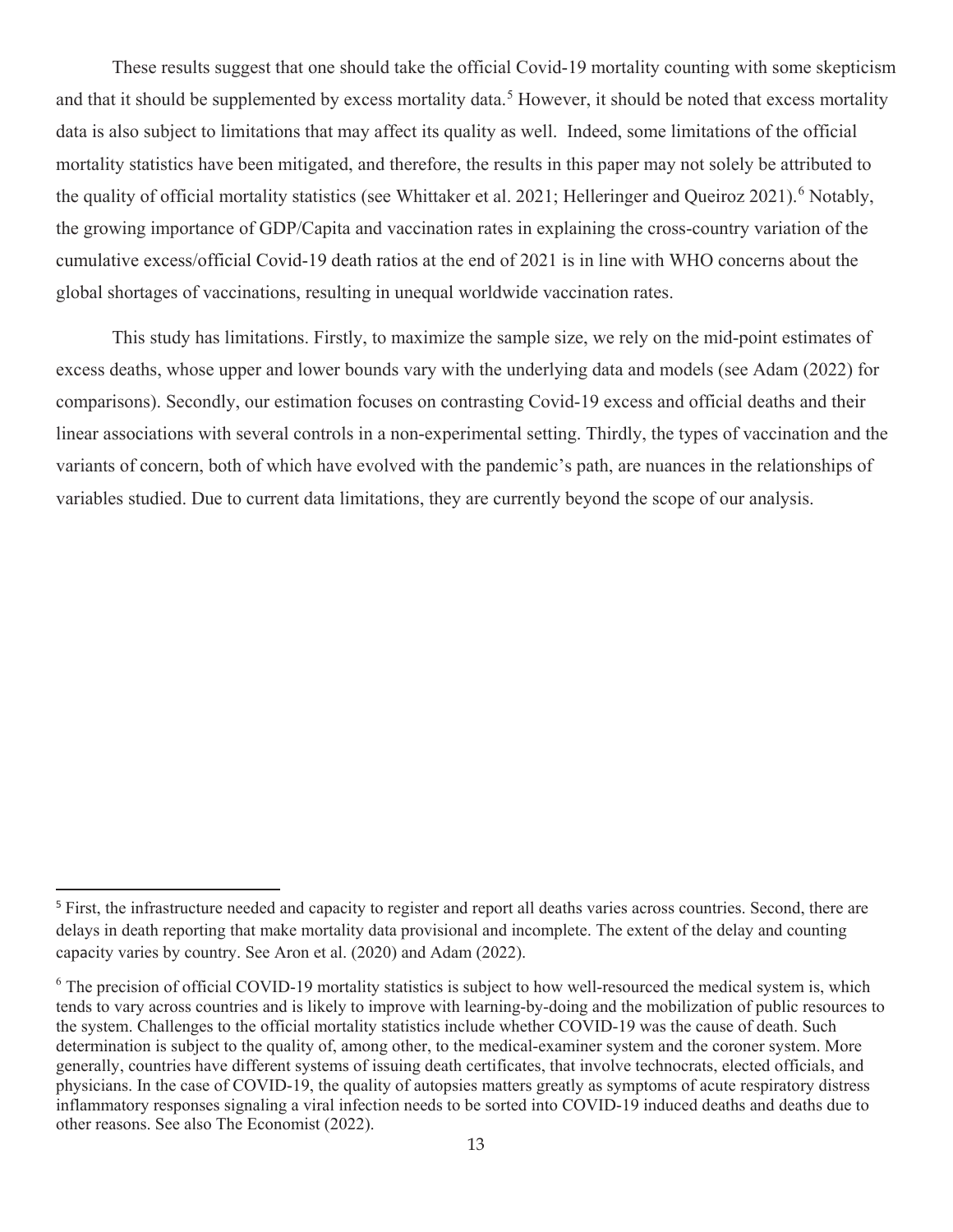These results suggest that one should take the official Covid-19 mortality counting with some skepticism and that it should be supplemented by excess mortality data.[5] However, it should be noted that excess mortality data is also subject to limitations that may affect its quality as well. Indeed, some limitations of the official mortality statistics have been mitigated, and therefore, the results in this paper may not solely be attributed to the quality of official mortality statistics (see Whittaker et al. 2021; Helleringer and Queiroz 2021).[6] Notably, the growing importance of GDP/Capita and vaccination rates in explaining the cross-country variation of the cumulative excess/official Covid-19 death ratios at the end of 2021 is in line with WHO concerns about the global shortages of vaccinations, resulting in unequal worldwide vaccination rates.

This study has limitations. Firstly, to maximize the sample size, we rely on the mid-point estimates of excess deaths, whose upper and lower bounds vary with the underlying data and models (see Adam (2022) for comparisons). Secondly, our estimation focuses on contrasting Covid-19 excess and official deaths and their linear associations with several controls in a non-experimental setting. Thirdly, the types of vaccination and the variants of concern, both of which have evolved with the pandemic's path, are nuances in the relationships of variables studied. Due to current data limitations, they are currently beyond the scope of our analysis.

---

[5] First, the infrastructure needed and capacity to register and report all deaths varies across countries. Second, there are delays in death reporting that make mortality data provisional and incomplete. The extent of the delay and counting capacity varies by country. See Aron et al. (2020) and Adam (2022).

[6] The precision of official COVID-19 mortality statistics is subject to how well-resourced the medical system is, which tends to vary across countries and is likely to improve with learning-by-doing and the mobilization of public resources to the system. Challenges to the official mortality statistics include whether COVID-19 was the cause of death. Such determination is subject to the quality of, among other, to the medical-examiner system and the coroner system. More generally, countries have different systems of issuing death certificates, that involve technocrats, elected officials, and physicians. In the case of COVID-19, the quality of autopsies matters greatly as symptoms of acute respiratory distress inflammatory responses signaling a viral infection needs to be sorted into COVID-19 induced deaths and deaths due to other reasons. See also The Economist (2022).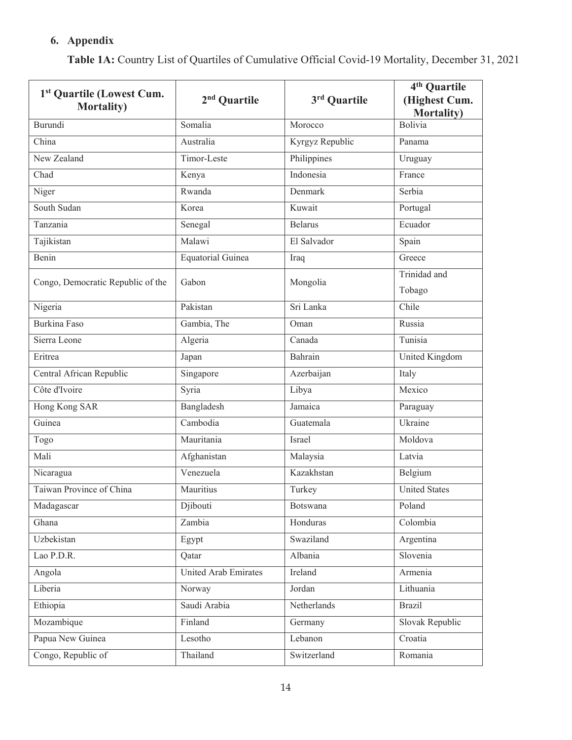## 6. Appendix

**Table 1A:** Country List of Quartiles of Cumulative Official Covid-19 Mortality, December 31, 2021

| 1st Quartile (Lowest Cum. Mortality) | 2nd Quartile | 3rd Quartile | 4th Quartile (Highest Cum. Mortality) |
|---|---|---|---|
| Burundi | Somalia | Morocco | Bolivia |
| China | Australia | Kyrgyz Republic | Panama |
| New Zealand | Timor-Leste | Philippines | Uruguay |
| Chad | Kenya | Indonesia | France |
| Niger | Rwanda | Denmark | Serbia |
| South Sudan | Korea | Kuwait | Portugal |
| Tanzania | Senegal | Belarus | Ecuador |
| Tajikistan | Malawi | El Salvador | Spain |
| Benin | Equatorial Guinea | Iraq | Greece |
| Congo, Democratic Republic of the | Gabon | Mongolia | Trinidad and Tobago |
| Nigeria | Pakistan | Sri Lanka | Chile |
| Burkina Faso | Gambia, The | Oman | Russia |
| Sierra Leone | Algeria | Canada | Tunisia |
| Eritrea | Japan | Bahrain | United Kingdom |
| Central African Republic | Singapore | Azerbaijan | Italy |
| Côte d'Ivoire | Syria | Libya | Mexico |
| Hong Kong SAR | Bangladesh | Jamaica | Paraguay |
| Guinea | Cambodia | Guatemala | Ukraine |
| Togo | Mauritania | Israel | Moldova |
| Mali | Afghanistan | Malaysia | Latvia |
| Nicaragua | Venezuela | Kazakhstan | Belgium |
| Taiwan Province of China | Mauritius | Turkey | United States |
| Madagascar | Djibouti | Botswana | Poland |
| Ghana | Zambia | Honduras | Colombia |
| Uzbekistan | Egypt | Swaziland | Argentina |
| Lao P.D.R. | Qatar | Albania | Slovenia |
| Angola | United Arab Emirates | Ireland | Armenia |
| Liberia | Norway | Jordan | Lithuania |
| Ethiopia | Saudi Arabia | Netherlands | Brazil |
| Mozambique | Finland | Germany | Slovak Republic |
| Papua New Guinea | Lesotho | Lebanon | Croatia |
| Congo, Republic of | Thailand | Switzerland | Romania |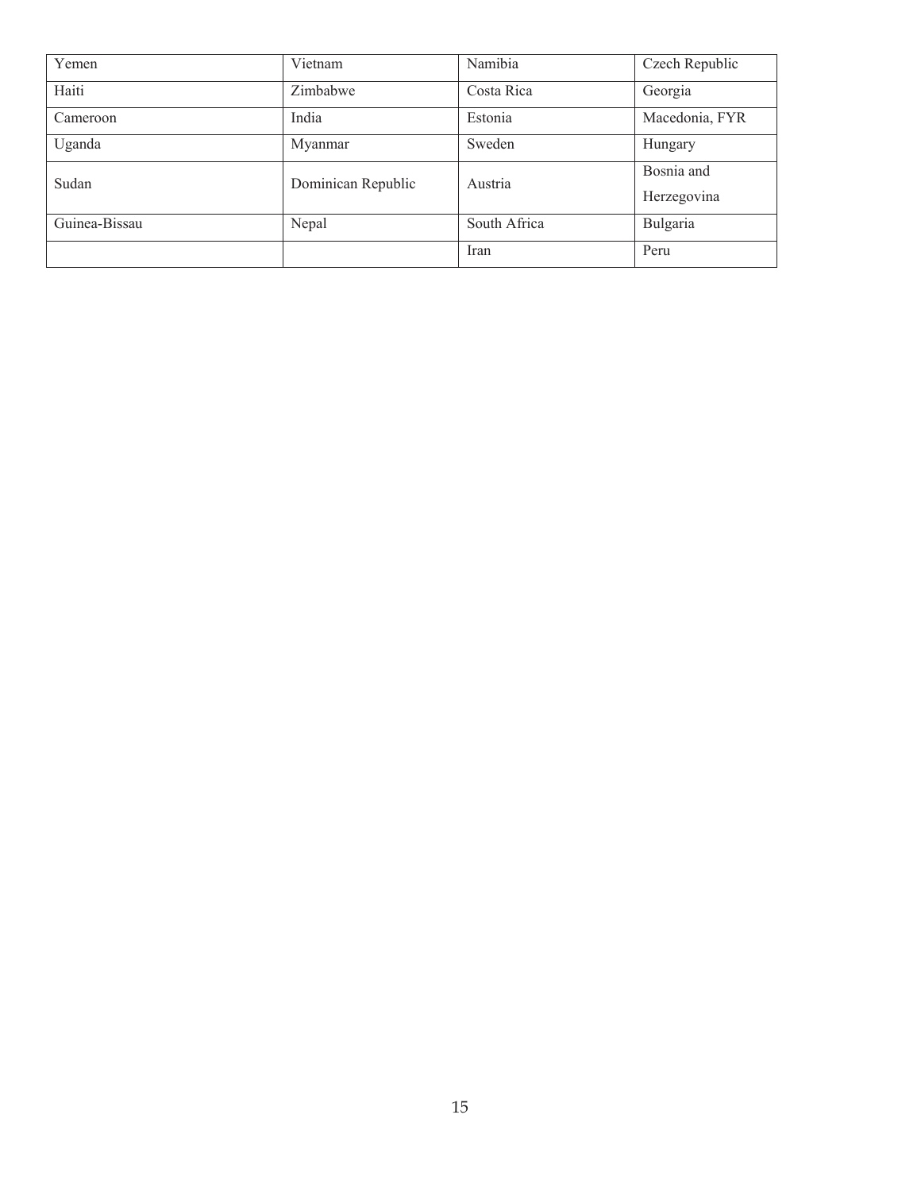| Yemen | Vietnam | Namibia | Czech Republic |
|---|---|---|---|
| Haiti | Zimbabwe | Costa Rica | Georgia |
| Cameroon | India | Estonia | Macedonia, FYR |
| Uganda | Myanmar | Sweden | Hungary |
| Sudan | Dominican Republic | Austria | Bosnia and Herzegovina |
| Guinea-Bissau | Nepal | South Africa | Bulgaria |
| | | Iran | Peru |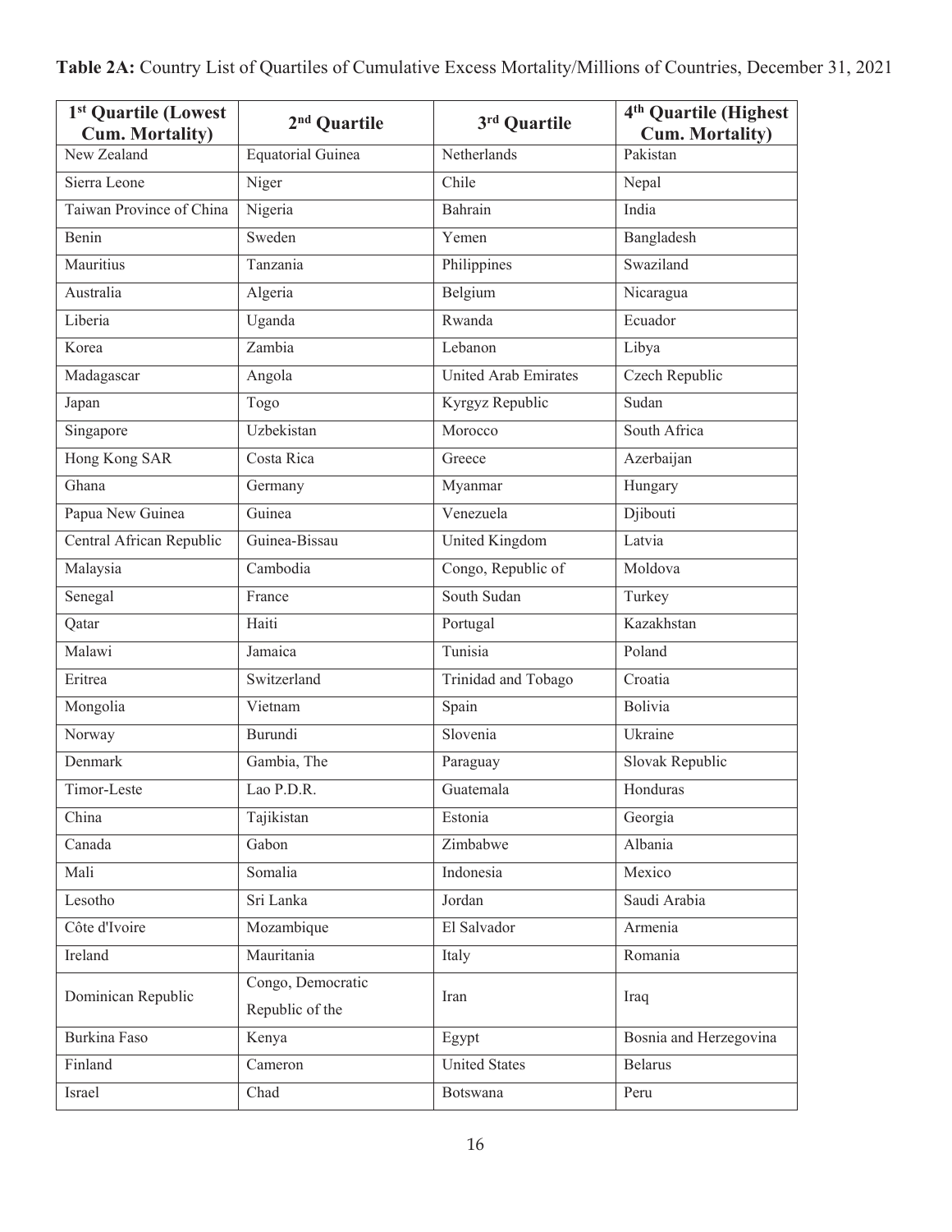**Table 2A:** Country List of Quartiles of Cumulative Excess Mortality/Millions of Countries, December 31, 2021

| 1st Quartile (Lowest Cum. Mortality) | 2nd Quartile | 3rd Quartile | 4th Quartile (Highest Cum. Mortality) |
|---|---|---|---|
| New Zealand | Equatorial Guinea | Netherlands | Pakistan |
| Sierra Leone | Niger | Chile | Nepal |
| Taiwan Province of China | Nigeria | Bahrain | India |
| Benin | Sweden | Yemen | Bangladesh |
| Mauritius | Tanzania | Philippines | Swaziland |
| Australia | Algeria | Belgium | Nicaragua |
| Liberia | Uganda | Rwanda | Ecuador |
| Korea | Zambia | Lebanon | Libya |
| Madagascar | Angola | United Arab Emirates | Czech Republic |
| Japan | Togo | Kyrgyz Republic | Sudan |
| Singapore | Uzbekistan | Morocco | South Africa |
| Hong Kong SAR | Costa Rica | Greece | Azerbaijan |
| Ghana | Germany | Myanmar | Hungary |
| Papua New Guinea | Guinea | Venezuela | Djibouti |
| Central African Republic | Guinea-Bissau | United Kingdom | Latvia |
| Malaysia | Cambodia | Congo, Republic of | Moldova |
| Senegal | France | South Sudan | Turkey |
| Qatar | Haiti | Portugal | Kazakhstan |
| Malawi | Jamaica | Tunisia | Poland |
| Eritrea | Switzerland | Trinidad and Tobago | Croatia |
| Mongolia | Vietnam | Spain | Bolivia |
| Norway | Burundi | Slovenia | Ukraine |
| Denmark | Gambia, The | Paraguay | Slovak Republic |
| Timor-Leste | Lao P.D.R. | Guatemala | Honduras |
| China | Tajikistan | Estonia | Georgia |
| Canada | Gabon | Zimbabwe | Albania |
| Mali | Somalia | Indonesia | Mexico |
| Lesotho | Sri Lanka | Jordan | Saudi Arabia |
| Côte d'Ivoire | Mozambique | El Salvador | Armenia |
| Ireland | Mauritania | Italy | Romania |
| Dominican Republic | Congo, Democratic Republic of the | Iran | Iraq |
| Burkina Faso | Kenya | Egypt | Bosnia and Herzegovina |
| Finland | Cameron | United States | Belarus |
| Israel | Chad | Botswana | Peru |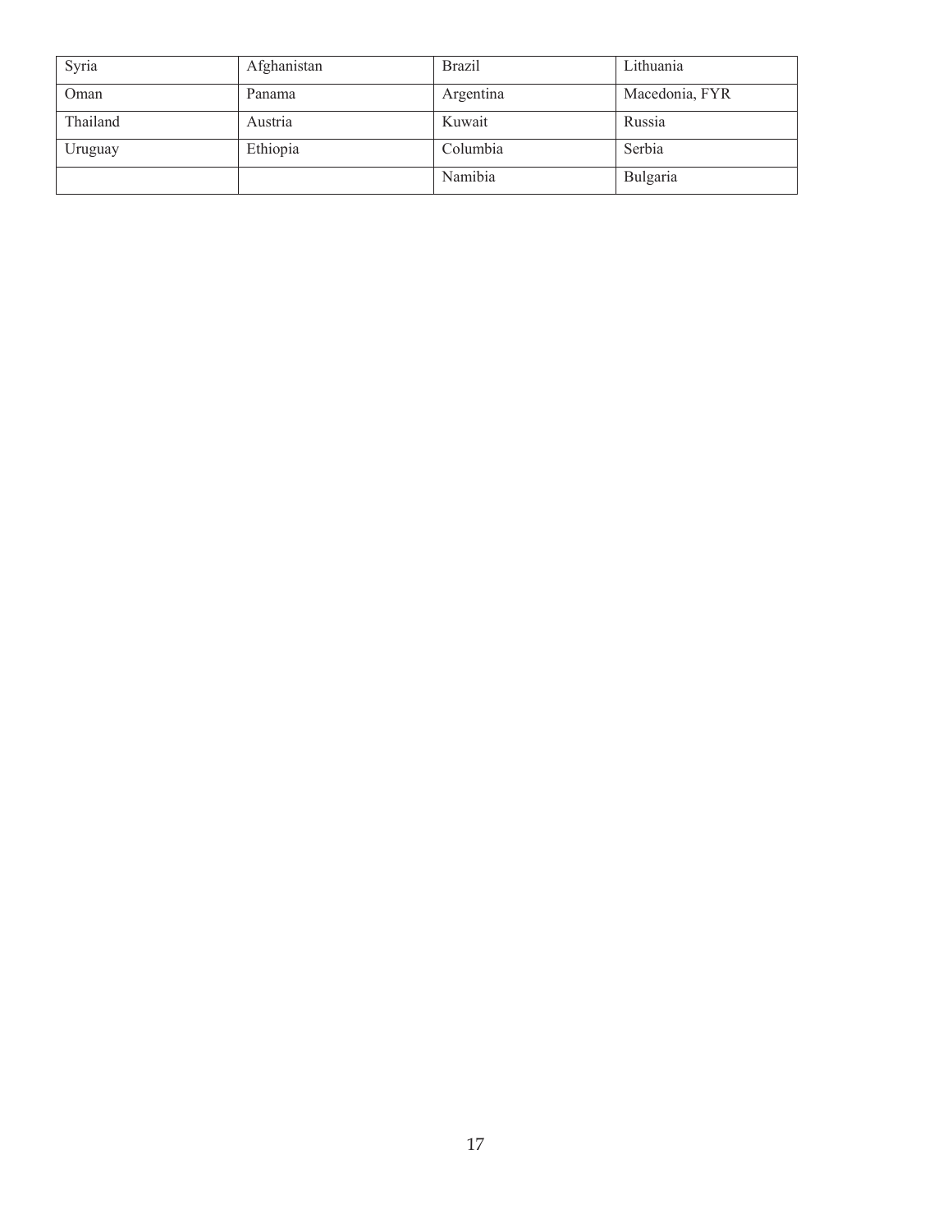| Syria | Afghanistan | Brazil | Lithuania |
| --- | --- | --- | --- |
| Oman | Panama | Argentina | Macedonia, FYR |
| Thailand | Austria | Kuwait | Russia |
| Uruguay | Ethiopia | Columbia | Serbia |
| | | Namibia | Bulgaria |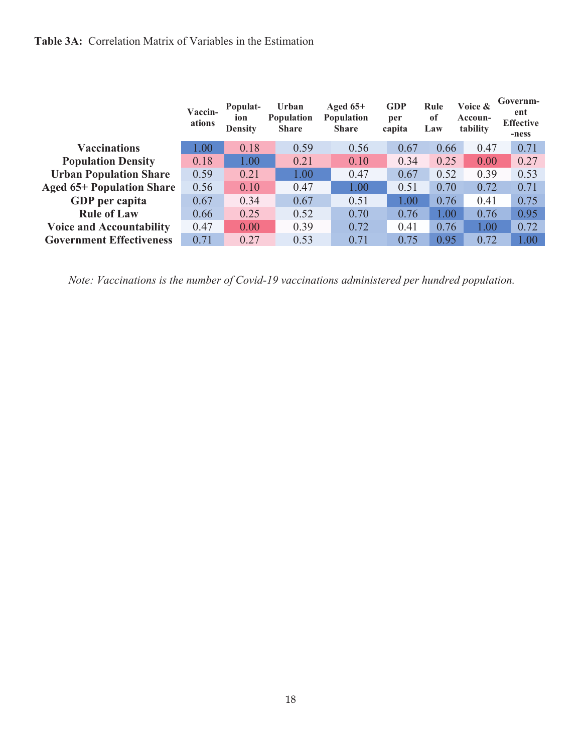**Table 3A:** Correlation Matrix of Variables in the Estimation

| | Vaccinations | Population Density | Urban Population Share | Aged 65+ Population Share | GDP per capita | Rule of Law | Voice & Accountability | Government Effectiveness |
|---|---|---|---|---|---|---|---|---|
| **Vaccinations** | 1.00 | 0.18 | 0.59 | 0.56 | 0.67 | 0.66 | 0.47 | 0.71 |
| **Population Density** | 0.18 | 1.00 | 0.21 | 0.10 | 0.34 | 0.25 | 0.00 | 0.27 |
| **Urban Population Share** | 0.59 | 0.21 | 1.00 | 0.47 | 0.67 | 0.52 | 0.39 | 0.53 |
| **Aged 65+ Population Share** | 0.56 | 0.10 | 0.47 | 1.00 | 0.51 | 0.70 | 0.72 | 0.71 |
| **GDP per capita** | 0.67 | 0.34 | 0.67 | 0.51 | 1.00 | 0.76 | 0.41 | 0.75 |
| **Rule of Law** | 0.66 | 0.25 | 0.52 | 0.70 | 0.76 | 1.00 | 0.76 | 0.95 |
| **Voice and Accountability** | 0.47 | 0.00 | 0.39 | 0.72 | 0.41 | 0.76 | 1.00 | 0.72 |
| **Government Effectiveness** | 0.71 | 0.27 | 0.53 | 0.71 | 0.75 | 0.95 | 0.72 | 1.00 |

*Note: Vaccinations is the number of Covid-19 vaccinations administered per hundred population.*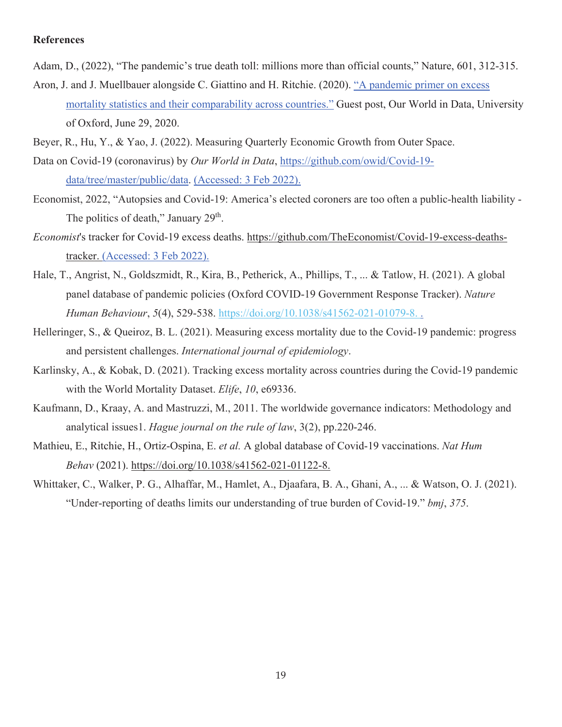**References**

Adam, D., (2022), "The pandemic's true death toll: millions more than official counts," Nature, 601, 312-315.

Aron, J. and J. Muellbauer alongside C. Giattino and H. Ritchie. (2020). "A pandemic primer on excess mortality statistics and their comparability across countries." Guest post, Our World in Data, University of Oxford, June 29, 2020.

Beyer, R., Hu, Y., & Yao, J. (2022). Measuring Quarterly Economic Growth from Outer Space.

Data on Covid-19 (coronavirus) by *Our World in Data*, https://github.com/owid/Covid-19-data/tree/master/public/data. (Accessed: 3 Feb 2022).

Economist, 2022, "Autopsies and Covid-19: America's elected coroners are too often a public-health liability - The politics of death," January 29th.

*Economist*'s tracker for Covid-19 excess deaths. https://github.com/TheEconomist/Covid-19-excess-deaths-tracker. (Accessed: 3 Feb 2022).

Hale, T., Angrist, N., Goldszmidt, R., Kira, B., Petherick, A., Phillips, T., ... & Tatlow, H. (2021). A global panel database of pandemic policies (Oxford COVID-19 Government Response Tracker). *Nature Human Behaviour*, *5*(4), 529-538. https://doi.org/10.1038/s41562-021-01079-8. .

Helleringer, S., & Queiroz, B. L. (2021). Measuring excess mortality due to the Covid-19 pandemic: progress and persistent challenges. *International journal of epidemiology*.

Karlinsky, A., & Kobak, D. (2021). Tracking excess mortality across countries during the Covid-19 pandemic with the World Mortality Dataset. *Elife*, *10*, e69336.

Kaufmann, D., Kraay, A. and Mastruzzi, M., 2011. The worldwide governance indicators: Methodology and analytical issues1. *Hague journal on the rule of law*, 3(2), pp.220-246.

Mathieu, E., Ritchie, H., Ortiz-Ospina, E. *et al.* A global database of Covid-19 vaccinations. *Nat Hum Behav* (2021). https://doi.org/10.1038/s41562-021-01122-8.

Whittaker, C., Walker, P. G., Alhaffar, M., Hamlet, A., Djaafara, B. A., Ghani, A., ... & Watson, O. J. (2021). "Under-reporting of deaths limits our understanding of true burden of Covid-19." *bmj*, *375*.